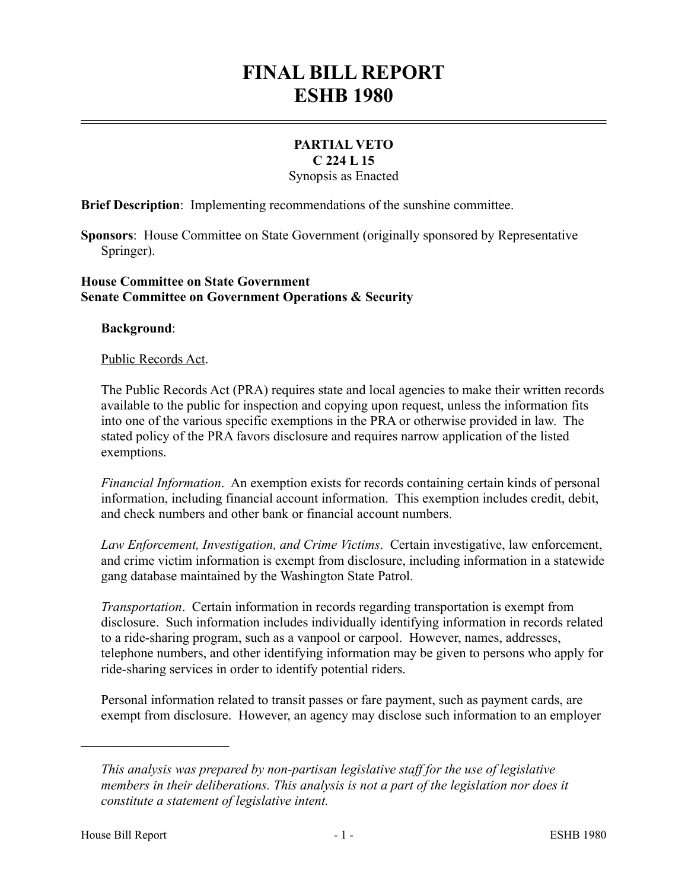# FINAL BILL REPORT
# ESHB 1980

**PARTIAL VETO**
**C 224 L 15**
Synopsis as Enacted

**Brief Description**: Implementing recommendations of the sunshine committee.

**Sponsors**: House Committee on State Government (originally sponsored by Representative Springer).

**House Committee on State Government**
**Senate Committee on Government Operations & Security**

**Background**:

Public Records Act.

The Public Records Act (PRA) requires state and local agencies to make their written records available to the public for inspection and copying upon request, unless the information fits into one of the various specific exemptions in the PRA or otherwise provided in law. The stated policy of the PRA favors disclosure and requires narrow application of the listed exemptions.

*Financial Information*. An exemption exists for records containing certain kinds of personal information, including financial account information. This exemption includes credit, debit, and check numbers and other bank or financial account numbers.

*Law Enforcement, Investigation, and Crime Victims*. Certain investigative, law enforcement, and crime victim information is exempt from disclosure, including information in a statewide gang database maintained by the Washington State Patrol.

*Transportation*. Certain information in records regarding transportation is exempt from disclosure. Such information includes individually identifying information in records related to a ride-sharing program, such as a vanpool or carpool. However, names, addresses, telephone numbers, and other identifying information may be given to persons who apply for ride-sharing services in order to identify potential riders.

Personal information related to transit passes or fare payment, such as payment cards, are exempt from disclosure. However, an agency may disclose such information to an employer

---

*This analysis was prepared by non-partisan legislative staff for the use of legislative members in their deliberations. This analysis is not a part of the legislation nor does it constitute a statement of legislative intent.*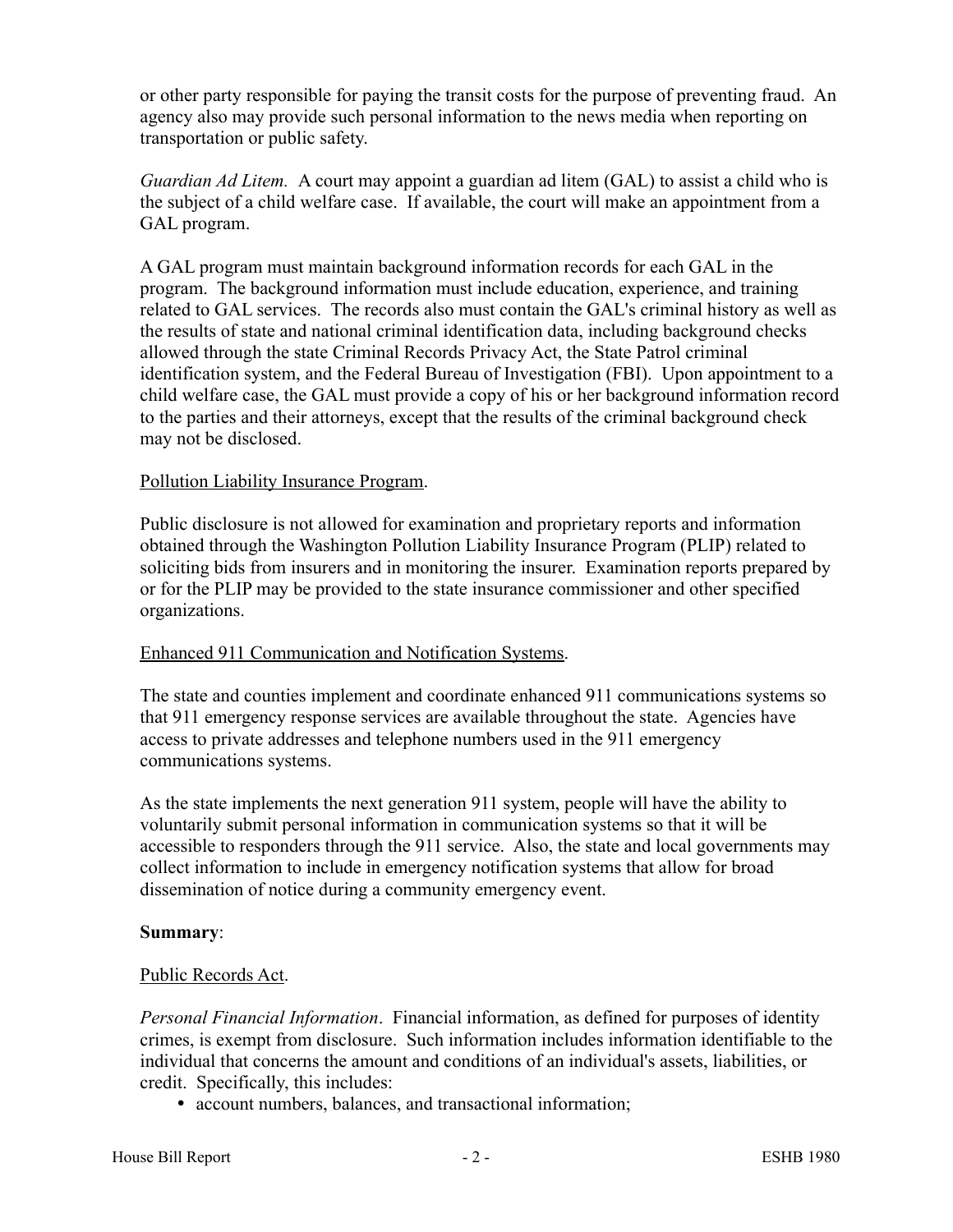or other party responsible for paying the transit costs for the purpose of preventing fraud. An agency also may provide such personal information to the news media when reporting on transportation or public safety.

*Guardian Ad Litem.* A court may appoint a guardian ad litem (GAL) to assist a child who is the subject of a child welfare case. If available, the court will make an appointment from a GAL program.

A GAL program must maintain background information records for each GAL in the program. The background information must include education, experience, and training related to GAL services. The records also must contain the GAL's criminal history as well as the results of state and national criminal identification data, including background checks allowed through the state Criminal Records Privacy Act, the State Patrol criminal identification system, and the Federal Bureau of Investigation (FBI). Upon appointment to a child welfare case, the GAL must provide a copy of his or her background information record to the parties and their attorneys, except that the results of the criminal background check may not be disclosed.

<u>Pollution Liability Insurance Program</u>.

Public disclosure is not allowed for examination and proprietary reports and information obtained through the Washington Pollution Liability Insurance Program (PLIP) related to soliciting bids from insurers and in monitoring the insurer. Examination reports prepared by or for the PLIP may be provided to the state insurance commissioner and other specified organizations.

<u>Enhanced 911 Communication and Notification Systems</u>.

The state and counties implement and coordinate enhanced 911 communications systems so that 911 emergency response services are available throughout the state. Agencies have access to private addresses and telephone numbers used in the 911 emergency communications systems.

As the state implements the next generation 911 system, people will have the ability to voluntarily submit personal information in communication systems so that it will be accessible to responders through the 911 service. Also, the state and local governments may collect information to include in emergency notification systems that allow for broad dissemination of notice during a community emergency event.

**Summary**:

<u>Public Records Act</u>.

*Personal Financial Information*. Financial information, as defined for purposes of identity crimes, is exempt from disclosure. Such information includes information identifiable to the individual that concerns the amount and conditions of an individual's assets, liabilities, or credit. Specifically, this includes:

- account numbers, balances, and transactional information;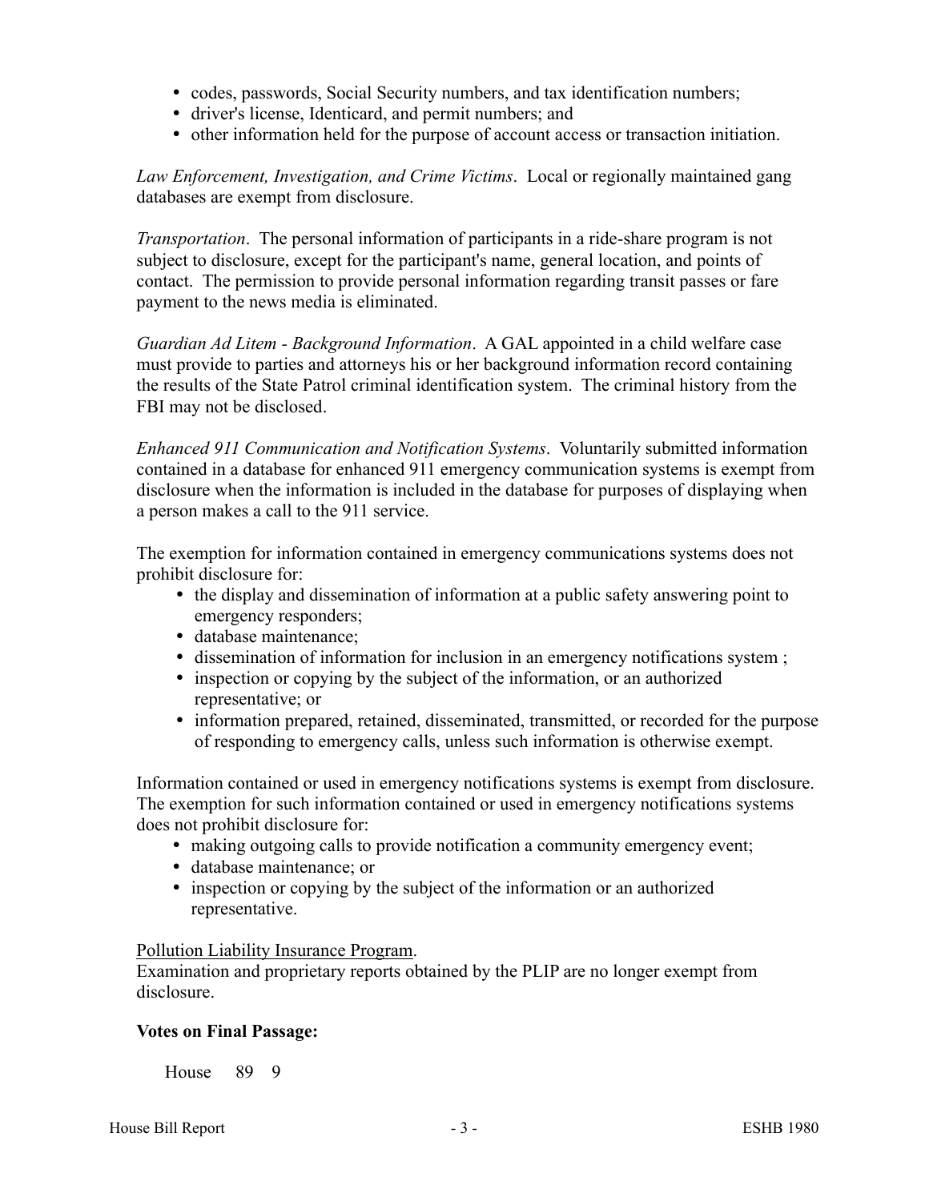- codes, passwords, Social Security numbers, and tax identification numbers;
- driver's license, Identicard, and permit numbers; and
- other information held for the purpose of account access or transaction initiation.

*Law Enforcement, Investigation, and Crime Victims*. Local or regionally maintained gang databases are exempt from disclosure.

*Transportation*. The personal information of participants in a ride-share program is not subject to disclosure, except for the participant's name, general location, and points of contact. The permission to provide personal information regarding transit passes or fare payment to the news media is eliminated.

*Guardian Ad Litem - Background Information*. A GAL appointed in a child welfare case must provide to parties and attorneys his or her background information record containing the results of the State Patrol criminal identification system. The criminal history from the FBI may not be disclosed.

*Enhanced 911 Communication and Notification Systems*. Voluntarily submitted information contained in a database for enhanced 911 emergency communication systems is exempt from disclosure when the information is included in the database for purposes of displaying when a person makes a call to the 911 service.

The exemption for information contained in emergency communications systems does not prohibit disclosure for:

- the display and dissemination of information at a public safety answering point to emergency responders;
- database maintenance;
- dissemination of information for inclusion in an emergency notifications system ;
- inspection or copying by the subject of the information, or an authorized representative; or
- information prepared, retained, disseminated, transmitted, or recorded for the purpose of responding to emergency calls, unless such information is otherwise exempt.

Information contained or used in emergency notifications systems is exempt from disclosure. The exemption for such information contained or used in emergency notifications systems does not prohibit disclosure for:

- making outgoing calls to provide notification a community emergency event;
- database maintenance; or
- inspection or copying by the subject of the information or an authorized representative.

<u>Pollution Liability Insurance Program</u>.
Examination and proprietary reports obtained by the PLIP are no longer exempt from disclosure.

**Votes on Final Passage:**

House 89 9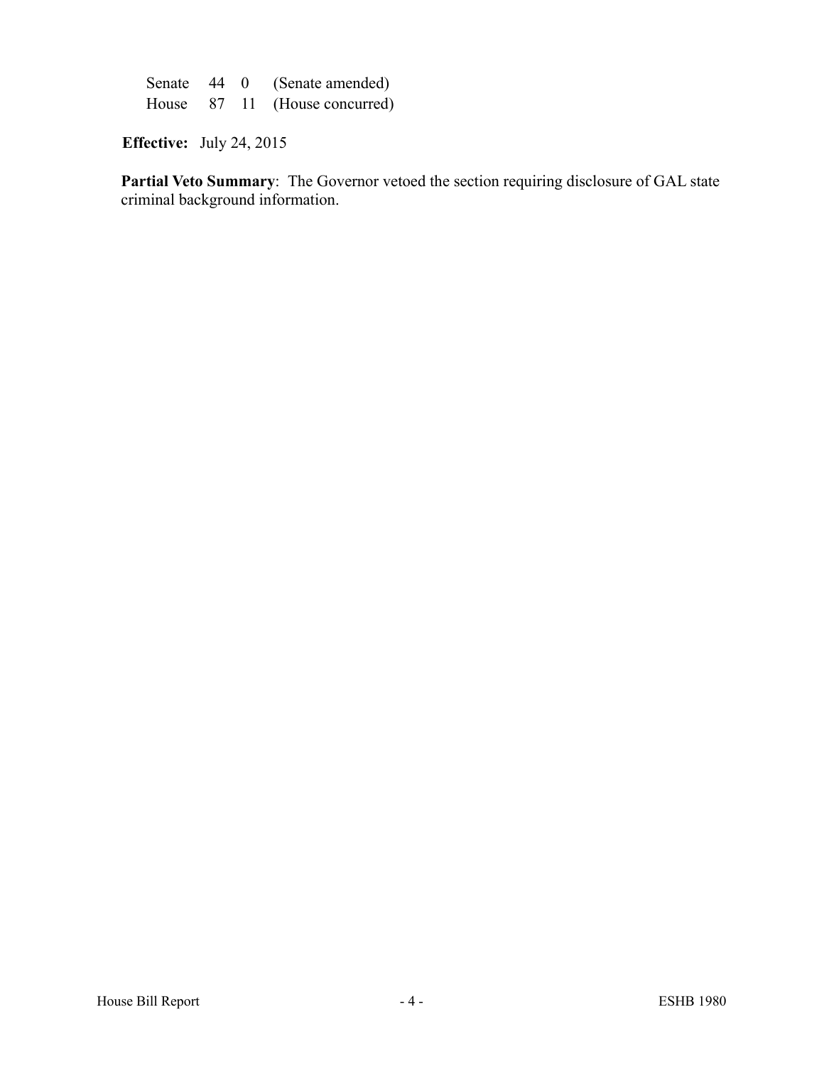| | | | |
|---|---|---|---|
| Senate | 44 | 0 | (Senate amended) |
| House | 87 | 11 | (House concurred) |

**Effective:** July 24, 2015

**Partial Veto Summary**: The Governor vetoed the section requiring disclosure of GAL state criminal background information.